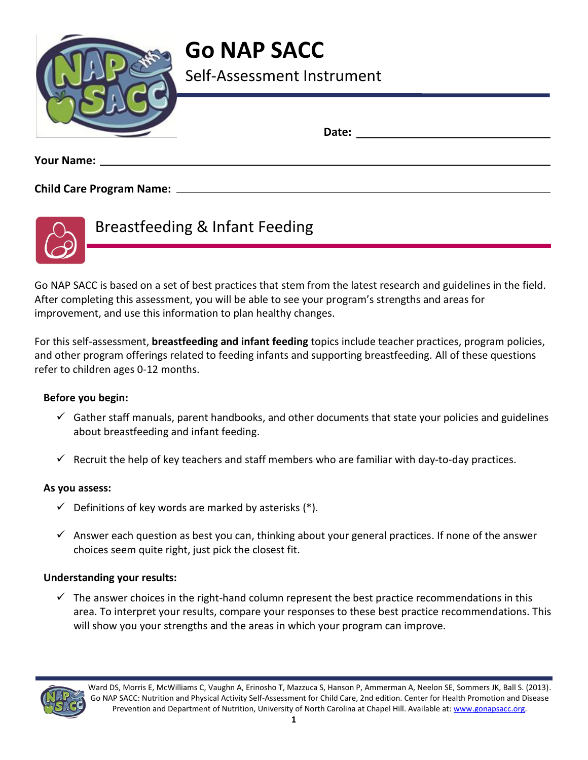# Go NAP SACC

## Self-Assessment Instrument

**Date:** ______________________________

**Your Name:** ______________________________

**Child Care Program Name:** ______________________________

## Breastfeeding & Infant Feeding

Go NAP SACC is based on a set of best practices that stem from the latest research and guidelines in the field. After completing this assessment, you will be able to see your program's strengths and areas for improvement, and use this information to plan healthy changes.

For this self-assessment, **breastfeeding and infant feeding** topics include teacher practices, program policies, and other program offerings related to feeding infants and supporting breastfeeding. All of these questions refer to children ages 0-12 months.

### Before you begin:

- ✓ Gather staff manuals, parent handbooks, and other documents that state your policies and guidelines about breastfeeding and infant feeding.
- ✓ Recruit the help of key teachers and staff members who are familiar with day-to-day practices.

### As you assess:

- ✓ Definitions of key words are marked by asterisks (*).
- ✓ Answer each question as best you can, thinking about your general practices. If none of the answer choices seem quite right, just pick the closest fit.

### Understanding your results:

- ✓ The answer choices in the right-hand column represent the best practice recommendations in this area. To interpret your results, compare your responses to these best practice recommendations. This will show you your strengths and the areas in which your program can improve.

Ward DS, Morris E, McWilliams C, Vaughn A, Erinosho T, Mazzuca S, Hanson P, Ammerman A, Neelon SE, Sommers JK, Ball S. (2013). Go NAP SACC: Nutrition and Physical Activity Self-Assessment for Child Care, 2nd edition. Center for Health Promotion and Disease Prevention and Department of Nutrition, University of North Carolina at Chapel Hill. Available at: www.gonapsacc.org.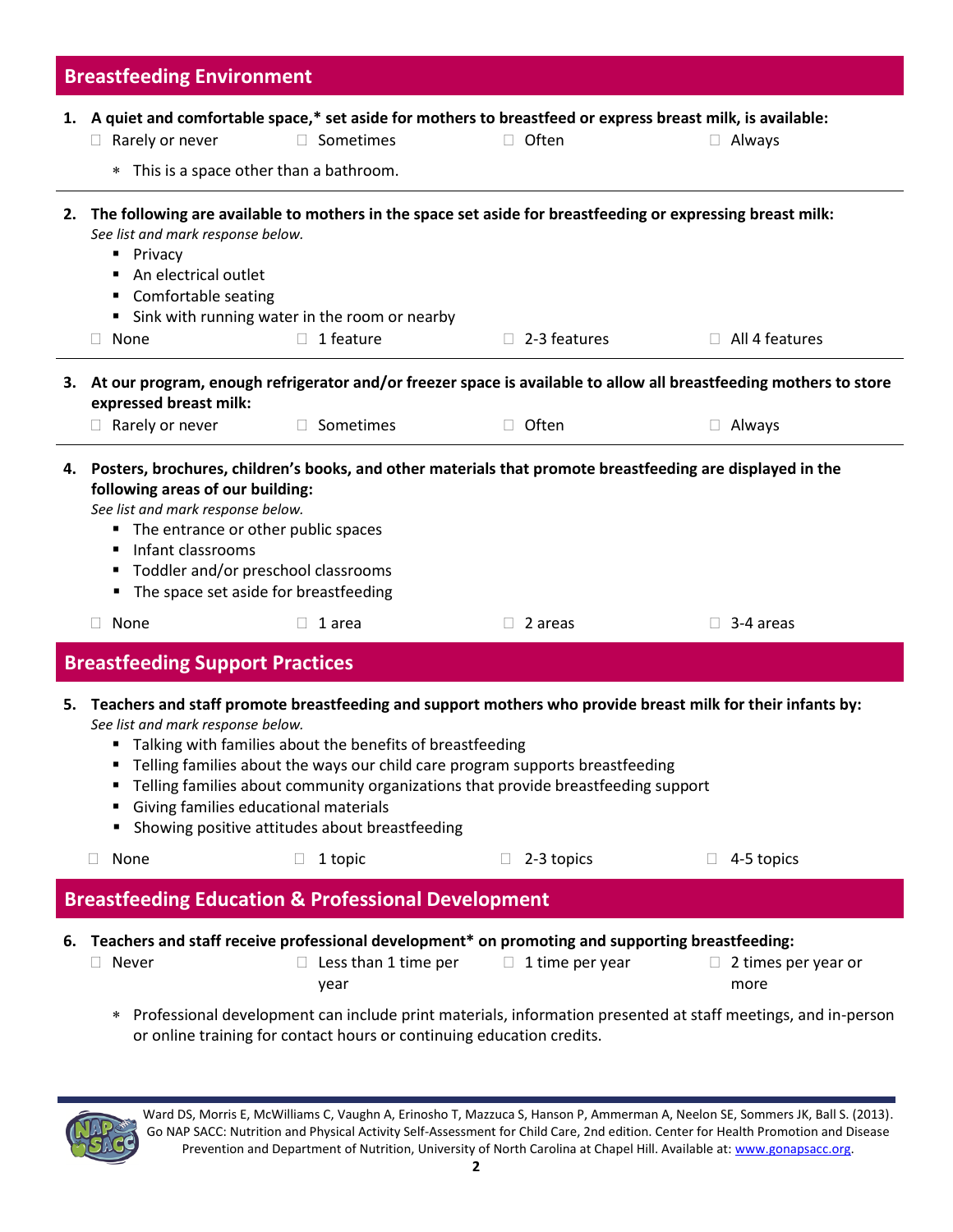## Breastfeeding Environment

**1. A quiet and comfortable space,* set aside for mothers to breastfeed or express breast milk, is available:**

☐ Rarely or never ☐ Sometimes ☐ Often ☐ Always

* This is a space other than a bathroom.

---

**2. The following are available to mothers in the space set aside for breastfeeding or expressing breast milk:**

*See list and mark response below.*

- Privacy
- An electrical outlet
- Comfortable seating
- Sink with running water in the room or nearby

☐ None ☐ 1 feature ☐ 2-3 features ☐ All 4 features

---

**3. At our program, enough refrigerator and/or freezer space is available to allow all breastfeeding mothers to store expressed breast milk:**

☐ Rarely or never ☐ Sometimes ☐ Often ☐ Always

---

**4. Posters, brochures, children's books, and other materials that promote breastfeeding are displayed in the following areas of our building:**

*See list and mark response below.*

- The entrance or other public spaces
- Infant classrooms
- Toddler and/or preschool classrooms
- The space set aside for breastfeeding

☐ None ☐ 1 area ☐ 2 areas ☐ 3-4 areas

## Breastfeeding Support Practices

**5. Teachers and staff promote breastfeeding and support mothers who provide breast milk for their infants by:**

*See list and mark response below.*

- Talking with families about the benefits of breastfeeding
- Telling families about the ways our child care program supports breastfeeding
- Telling families about community organizations that provide breastfeeding support
- Giving families educational materials
- Showing positive attitudes about breastfeeding

☐ None ☐ 1 topic ☐ 2-3 topics ☐ 4-5 topics

## Breastfeeding Education & Professional Development

**6. Teachers and staff receive professional development* on promoting and supporting breastfeeding:**

☐ Never ☐ Less than 1 time per year ☐ 1 time per year ☐ 2 times per year or more

* Professional development can include print materials, information presented at staff meetings, and in-person or online training for contact hours or continuing education credits.

---

Ward DS, Morris E, McWilliams C, Vaughn A, Erinosho T, Mazzuca S, Hanson P, Ammerman A, Neelon SE, Sommers JK, Ball S. (2013). Go NAP SACC: Nutrition and Physical Activity Self-Assessment for Child Care, 2nd edition. Center for Health Promotion and Disease Prevention and Department of Nutrition, University of North Carolina at Chapel Hill. Available at: www.gonapsacc.org.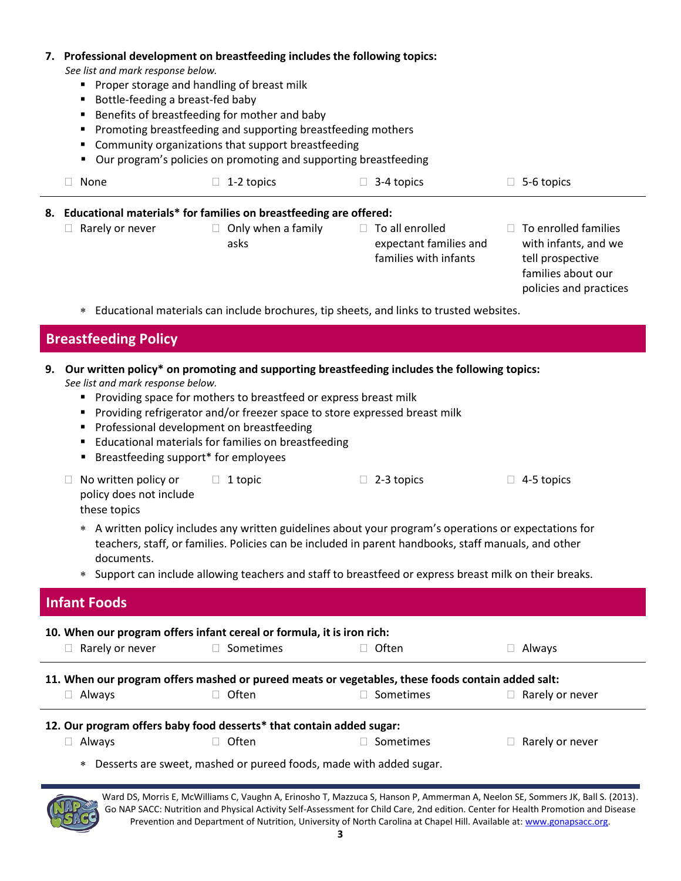**7. Professional development on breastfeeding includes the following topics:**

*See list and mark response below.*

- Proper storage and handling of breast milk
- Bottle-feeding a breast-fed baby
- Benefits of breastfeeding for mother and baby
- Promoting breastfeeding and supporting breastfeeding mothers
- Community organizations that support breastfeeding
- Our program's policies on promoting and supporting breastfeeding

☐ None ☐ 1-2 topics ☐ 3-4 topics ☐ 5-6 topics

---

**8. Educational materials* for families on breastfeeding are offered:**

☐ Rarely or never ☐ Only when a family asks ☐ To all enrolled expectant families and families with infants ☐ To enrolled families with infants, and we tell prospective families about our policies and practices

- * Educational materials can include brochures, tip sheets, and links to trusted websites.

## Breastfeeding Policy

**9. Our written policy* on promoting and supporting breastfeeding includes the following topics:**

*See list and mark response below.*

- Providing space for mothers to breastfeed or express breast milk
- Providing refrigerator and/or freezer space to store expressed breast milk
- Professional development on breastfeeding
- Educational materials for families on breastfeeding
- Breastfeeding support* for employees

☐ No written policy or policy does not include these topics ☐ 1 topic ☐ 2-3 topics ☐ 4-5 topics

- * A written policy includes any written guidelines about your program's operations or expectations for teachers, staff, or families. Policies can be included in parent handbooks, staff manuals, and other documents.
- * Support can include allowing teachers and staff to breastfeed or express breast milk on their breaks.

## Infant Foods

**10. When our program offers infant cereal or formula, it is iron rich:**

☐ Rarely or never ☐ Sometimes ☐ Often ☐ Always

---

**11. When our program offers mashed or pureed meats or vegetables, these foods contain added salt:**

☐ Always ☐ Often ☐ Sometimes ☐ Rarely or never

---

**12. Our program offers baby food desserts* that contain added sugar:**

☐ Always ☐ Often ☐ Sometimes ☐ Rarely or never

- * Desserts are sweet, mashed or pureed foods, made with added sugar.

Ward DS, Morris E, McWilliams C, Vaughn A, Erinosho T, Mazzuca S, Hanson P, Ammerman A, Neelon SE, Sommers JK, Ball S. (2013). Go NAP SACC: Nutrition and Physical Activity Self-Assessment for Child Care, 2nd edition. Center for Health Promotion and Disease Prevention and Department of Nutrition, University of North Carolina at Chapel Hill. Available at: www.gonapsacc.org.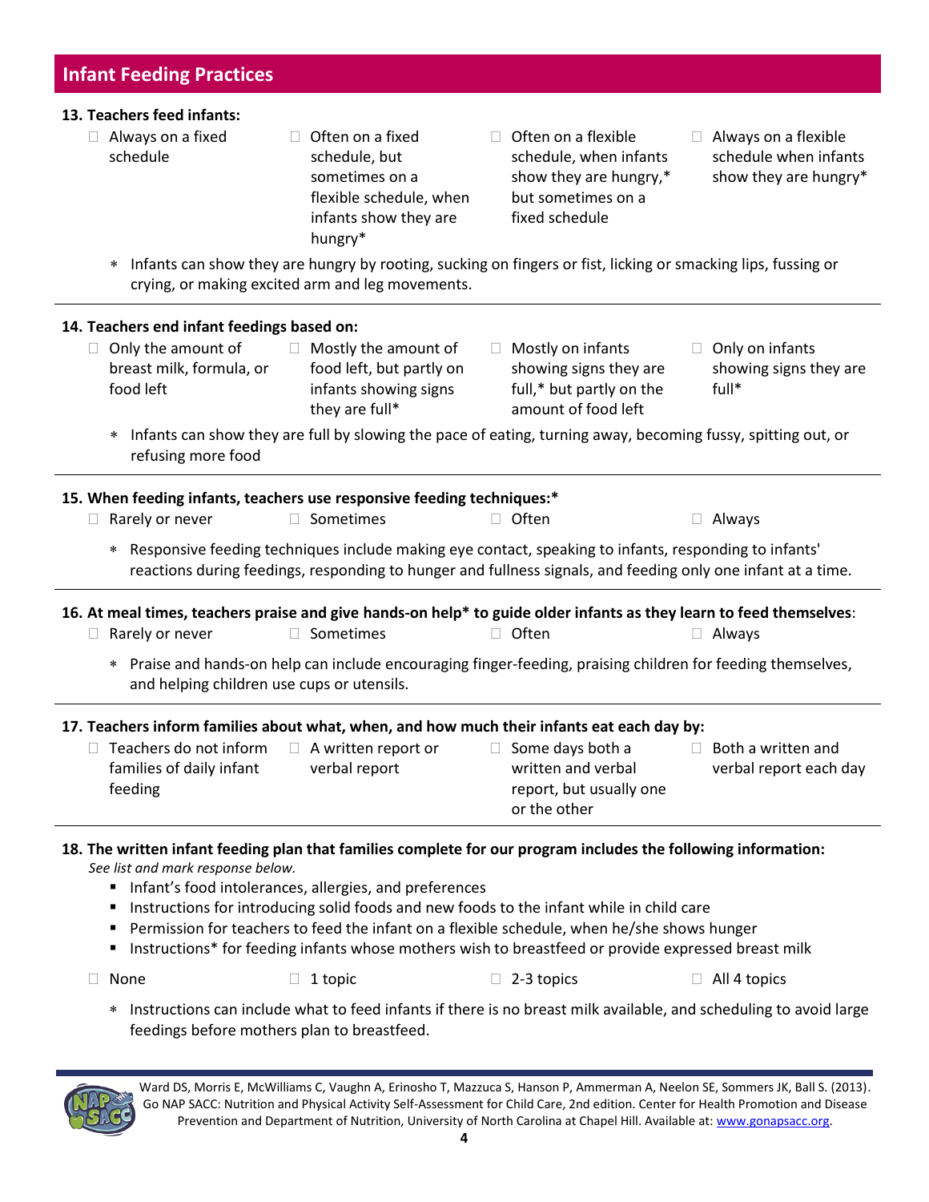## Infant Feeding Practices

**13. Teachers feed infants:**

- ☐ Always on a fixed schedule
- ☐ Often on a fixed schedule, but sometimes on a flexible schedule, when infants show they are hungry*
- ☐ Often on a flexible schedule, when infants show they are hungry,* but sometimes on a fixed schedule
- ☐ Always on a flexible schedule when infants show they are hungry*

\* Infants can show they are hungry by rooting, sucking on fingers or fist, licking or smacking lips, fussing or crying, or making excited arm and leg movements.

---

**14. Teachers end infant feedings based on:**

- ☐ Only the amount of breast milk, formula, or food left
- ☐ Mostly the amount of food left, but partly on infants showing signs they are full*
- ☐ Mostly on infants showing signs they are full,* but partly on the amount of food left
- ☐ Only on infants showing signs they are full*

\* Infants can show they are full by slowing the pace of eating, turning away, becoming fussy, spitting out, or refusing more food

---

**15. When feeding infants, teachers use responsive feeding techniques:***

- ☐ Rarely or never
- ☐ Sometimes
- ☐ Often
- ☐ Always

\* Responsive feeding techniques include making eye contact, speaking to infants, responding to infants' reactions during feedings, responding to hunger and fullness signals, and feeding only one infant at a time.

---

**16. At meal times, teachers praise and give hands-on help* to guide older infants as they learn to feed themselves**:

- ☐ Rarely or never
- ☐ Sometimes
- ☐ Often
- ☐ Always

\* Praise and hands-on help can include encouraging finger-feeding, praising children for feeding themselves, and helping children use cups or utensils.

---

**17. Teachers inform families about what, when, and how much their infants eat each day by:**

- ☐ Teachers do not inform families of daily infant feeding
- ☐ A written report or verbal report
- ☐ Some days both a written and verbal report, but usually one or the other
- ☐ Both a written and verbal report each day

---

**18. The written infant feeding plan that families complete for our program includes the following information:**

*See list and mark response below.*

- Infant's food intolerances, allergies, and preferences
- Instructions for introducing solid foods and new foods to the infant while in child care
- Permission for teachers to feed the infant on a flexible schedule, when he/she shows hunger
- Instructions* for feeding infants whose mothers wish to breastfeed or provide expressed breast milk

- ☐ None
- ☐ 1 topic
- ☐ 2-3 topics
- ☐ All 4 topics

\* Instructions can include what to feed infants if there is no breast milk available, and scheduling to avoid large feedings before mothers plan to breastfeed.

---

Ward DS, Morris E, McWilliams C, Vaughn A, Erinosho T, Mazzuca S, Hanson P, Ammerman A, Neelon SE, Sommers JK, Ball S. (2013). Go NAP SACC: Nutrition and Physical Activity Self-Assessment for Child Care, 2nd edition. Center for Health Promotion and Disease Prevention and Department of Nutrition, University of North Carolina at Chapel Hill. Available at: www.gonapsacc.org.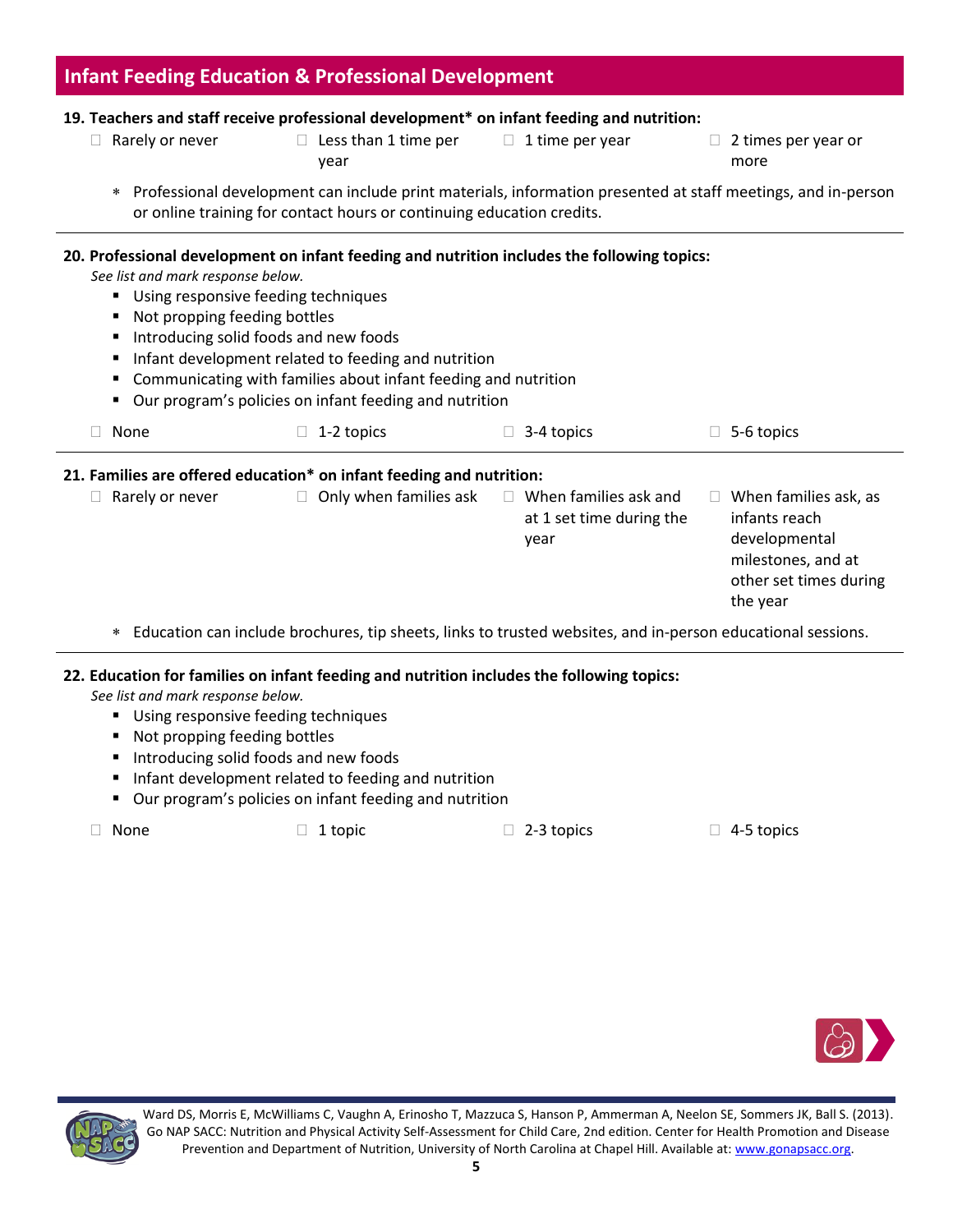## Infant Feeding Education & Professional Development

**19. Teachers and staff receive professional development* on infant feeding and nutrition:**

- ☐ Rarely or never
- ☐ Less than 1 time per year
- ☐ 1 time per year
- ☐ 2 times per year or more

* Professional development can include print materials, information presented at staff meetings, and in-person or online training for contact hours or continuing education credits.

---

**20. Professional development on infant feeding and nutrition includes the following topics:**

*See list and mark response below.*

- Using responsive feeding techniques
- Not propping feeding bottles
- Introducing solid foods and new foods
- Infant development related to feeding and nutrition
- Communicating with families about infant feeding and nutrition
- Our program's policies on infant feeding and nutrition

- ☐ None
- ☐ 1-2 topics
- ☐ 3-4 topics
- ☐ 5-6 topics

---

**21. Families are offered education* on infant feeding and nutrition:**

- ☐ Rarely or never
- ☐ Only when families ask
- ☐ When families ask and at 1 set time during the year
- ☐ When families ask, as infants reach developmental milestones, and at other set times during the year

* Education can include brochures, tip sheets, links to trusted websites, and in-person educational sessions.

---

**22. Education for families on infant feeding and nutrition includes the following topics:**

*See list and mark response below.*

- Using responsive feeding techniques
- Not propping feeding bottles
- Introducing solid foods and new foods
- Infant development related to feeding and nutrition
- Our program's policies on infant feeding and nutrition

- ☐ None
- ☐ 1 topic
- ☐ 2-3 topics
- ☐ 4-5 topics

Ward DS, Morris E, McWilliams C, Vaughn A, Erinosho T, Mazzuca S, Hanson P, Ammerman A, Neelon SE, Sommers JK, Ball S. (2013). Go NAP SACC: Nutrition and Physical Activity Self-Assessment for Child Care, 2nd edition. Center for Health Promotion and Disease Prevention and Department of Nutrition, University of North Carolina at Chapel Hill. Available at: www.gonapsacc.org.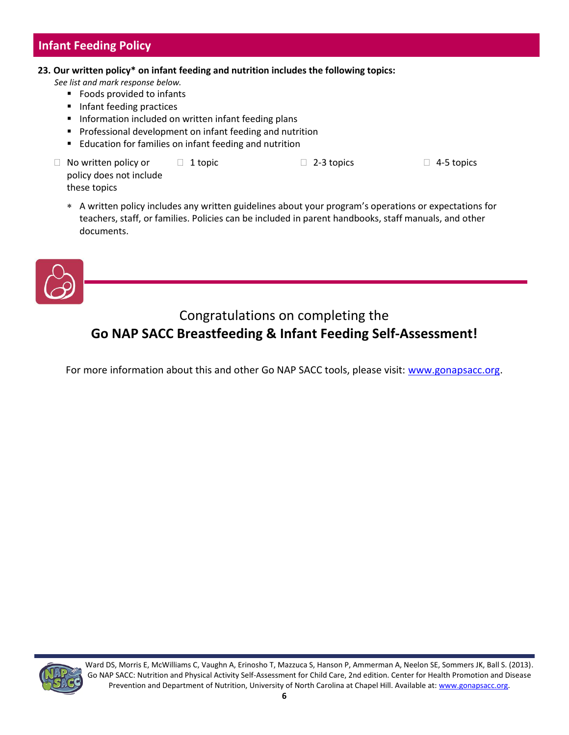## Infant Feeding Policy

**23. Our written policy* on infant feeding and nutrition includes the following topics:**

*See list and mark response below.*

- Foods provided to infants
- Infant feeding practices
- Information included on written infant feeding plans
- Professional development on infant feeding and nutrition
- Education for families on infant feeding and nutrition

☐ No written policy or policy does not include these topics ☐ 1 topic ☐ 2-3 topics ☐ 4-5 topics

∗ A written policy includes any written guidelines about your program's operations or expectations for teachers, staff, or families. Policies can be included in parent handbooks, staff manuals, and other documents.

Congratulations on completing the

**Go NAP SACC Breastfeeding & Infant Feeding Self-Assessment!**

For more information about this and other Go NAP SACC tools, please visit: www.gonapsacc.org.

Ward DS, Morris E, McWilliams C, Vaughn A, Erinosho T, Mazzuca S, Hanson P, Ammerman A, Neelon SE, Sommers JK, Ball S. (2013). Go NAP SACC: Nutrition and Physical Activity Self-Assessment for Child Care, 2nd edition. Center for Health Promotion and Disease Prevention and Department of Nutrition, University of North Carolina at Chapel Hill. Available at: www.gonapsacc.org.